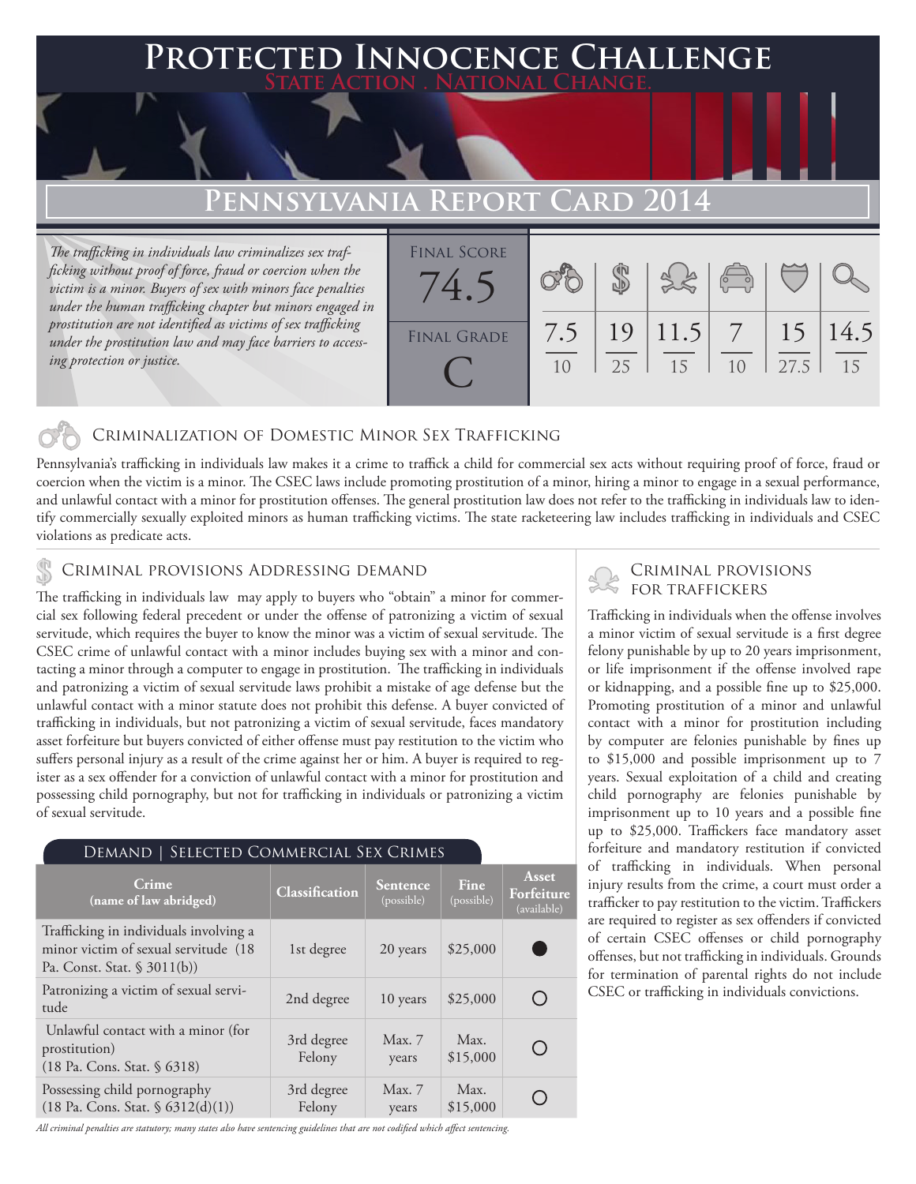# Protected Innocence Challenge

State Action . National Change.

## Pennsylvania Report Card 2014

*The trafficking in individuals law criminalizes sex trafficking without proof of force, fraud or coercion when the victim is a minor. Buyers of sex with minors face penalties under the human trafficking chapter but minors engaged in prostitution are not identified as victims of sex trafficking under the prostitution law and may face barriers to accessing protection or justice.*

Final Score: 74.5

Final Grade: C

| | | | | | |
|---|---|---|---|---|---|
| 7.5/10 | 19/25 | 11.5/15 | 7/10 | 15/27.5 | 14.5/15 |

### Criminalization of Domestic Minor Sex Trafficking

Pennsylvania's trafficking in individuals law makes it a crime to traffick a child for commercial sex acts without requiring proof of force, fraud or coercion when the victim is a minor. The CSEC laws include promoting prostitution of a minor, hiring a minor to engage in a sexual performance, and unlawful contact with a minor for prostitution offenses. The general prostitution law does not refer to the trafficking in individuals law to identify commercially sexually exploited minors as human trafficking victims. The state racketeering law includes trafficking in individuals and CSEC violations as predicate acts.

### Criminal provisions Addressing demand

The trafficking in individuals law may apply to buyers who "obtain" a minor for commercial sex following federal precedent or under the offense of patronizing a victim of sexual servitude, which requires the buyer to know the minor was a victim of sexual servitude. The CSEC crime of unlawful contact with a minor includes buying sex with a minor and contacting a minor through a computer to engage in prostitution. The trafficking in individuals and patronizing a victim of sexual servitude laws prohibit a mistake of age defense but the unlawful contact with a minor statute does not prohibit this defense. A buyer convicted of trafficking in individuals, but not patronizing a victim of sexual servitude, faces mandatory asset forfeiture but buyers convicted of either offense must pay restitution to the victim who suffers personal injury as a result of the crime against her or him. A buyer is required to register as a sex offender for a conviction of unlawful contact with a minor for prostitution and possessing child pornography, but not for trafficking in individuals or patronizing a victim of sexual servitude.

#### Demand | Selected Commercial Sex Crimes

| Crime (name of law abridged) | Classification | Sentence (possible) | Fine (possible) | Asset Forfeiture (available) |
|---|---|---|---|---|
| Trafficking in individuals involving a minor victim of sexual servitude (18 Pa. Const. Stat. § 3011(b)) | 1st degree | 20 years | $25,000 | ● |
| Patronizing a victim of sexual servitude | 2nd degree | 10 years | $25,000 | ○ |
| Unlawful contact with a minor (for prostitution) (18 Pa. Cons. Stat. § 6318) | 3rd degree Felony | Max. 7 years | Max. $15,000 | ○ |
| Possessing child pornography (18 Pa. Cons. Stat. § 6312(d)(1)) | 3rd degree Felony | Max. 7 years | Max. $15,000 | ○ |

*All criminal penalties are statutory; many states also have sentencing guidelines that are not codified which affect sentencing.*

### Criminal provisions for traffickers

Trafficking in individuals when the offense involves a minor victim of sexual servitude is a first degree felony punishable by up to 20 years imprisonment, or life imprisonment if the offense involved rape or kidnapping, and a possible fine up to $25,000. Promoting prostitution of a minor and unlawful contact with a minor for prostitution including by computer are felonies punishable by fines up to $15,000 and possible imprisonment up to 7 years. Sexual exploitation of a child and creating child pornography are felonies punishable by imprisonment up to 10 years and a possible fine up to $25,000. Traffickers face mandatory asset forfeiture and mandatory restitution if convicted of trafficking in individuals. When personal injury results from the crime, a court must order a trafficker to pay restitution to the victim. Traffickers are required to register as sex offenders if convicted of certain CSEC offenses or child pornography offenses, but not trafficking in individuals. Grounds for termination of parental rights do not include CSEC or trafficking in individuals convictions.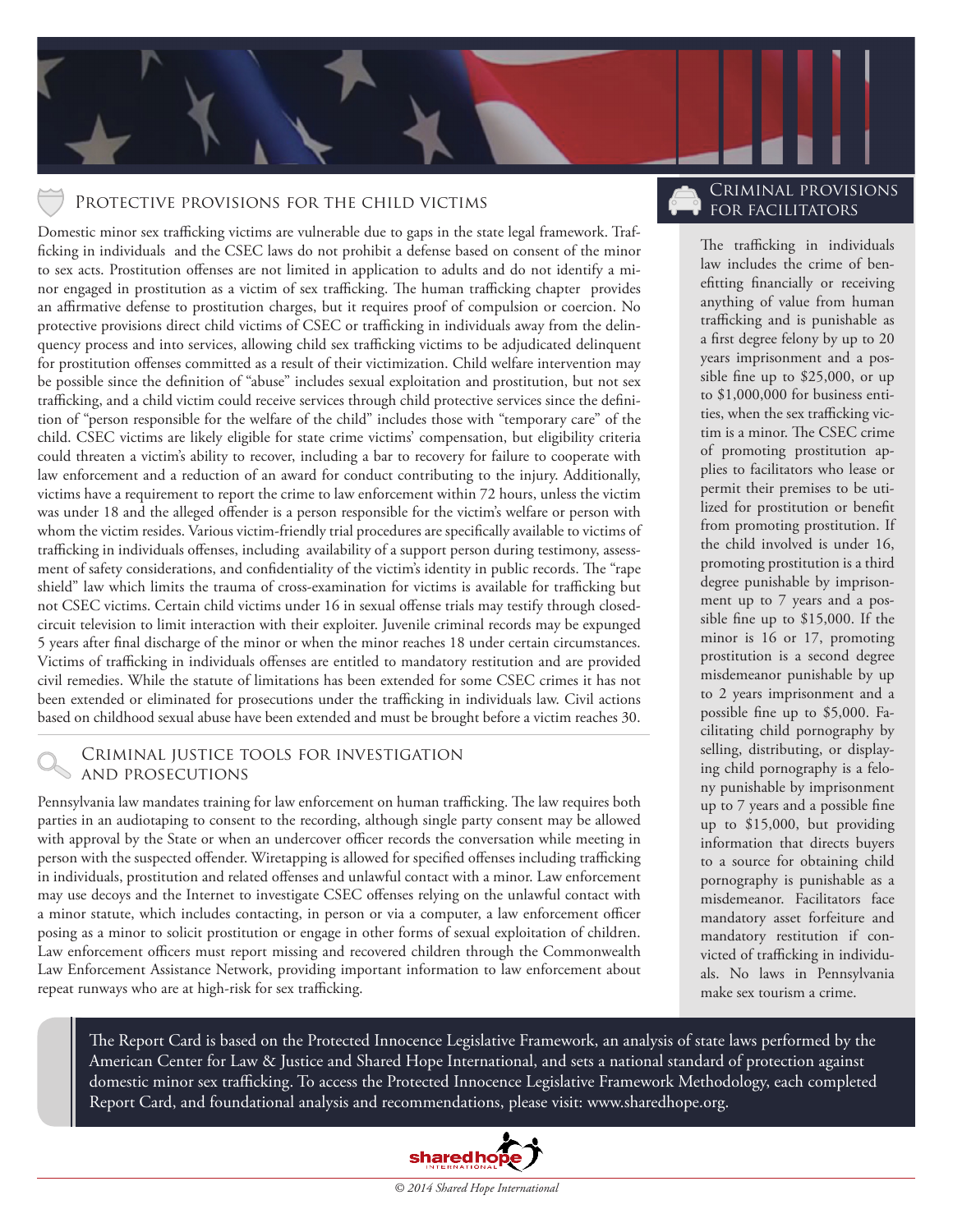## Protective provisions for the child victims

Domestic minor sex trafficking victims are vulnerable due to gaps in the state legal framework. Trafficking in individuals and the CSEC laws do not prohibit a defense based on consent of the minor to sex acts. Prostitution offenses are not limited in application to adults and do not identify a minor engaged in prostitution as a victim of sex trafficking. The human trafficking chapter provides an affirmative defense to prostitution charges, but it requires proof of compulsion or coercion. No protective provisions direct child victims of CSEC or trafficking in individuals away from the delinquency process and into services, allowing child sex trafficking victims to be adjudicated delinquent for prostitution offenses committed as a result of their victimization. Child welfare intervention may be possible since the definition of "abuse" includes sexual exploitation and prostitution, but not sex trafficking, and a child victim could receive services through child protective services since the definition of "person responsible for the welfare of the child" includes those with "temporary care" of the child. CSEC victims are likely eligible for state crime victims' compensation, but eligibility criteria could threaten a victim's ability to recover, including a bar to recovery for failure to cooperate with law enforcement and a reduction of an award for conduct contributing to the injury. Additionally, victims have a requirement to report the crime to law enforcement within 72 hours, unless the victim was under 18 and the alleged offender is a person responsible for the victim's welfare or person with whom the victim resides. Various victim-friendly trial procedures are specifically available to victims of trafficking in individuals offenses, including availability of a support person during testimony, assessment of safety considerations, and confidentiality of the victim's identity in public records. The "rape shield" law which limits the trauma of cross-examination for victims is available for trafficking but not CSEC victims. Certain child victims under 16 in sexual offense trials may testify through closed-circuit television to limit interaction with their exploiter. Juvenile criminal records may be expunged 5 years after final discharge of the minor or when the minor reaches 18 under certain circumstances. Victims of trafficking in individuals offenses are entitled to mandatory restitution and are provided civil remedies. While the statute of limitations has been extended for some CSEC crimes it has not been extended or eliminated for prosecutions under the trafficking in individuals law. Civil actions based on childhood sexual abuse have been extended and must be brought before a victim reaches 30.

## Criminal justice tools for investigation and prosecutions

Pennsylvania law mandates training for law enforcement on human trafficking. The law requires both parties in an audiotaping to consent to the recording, although single party consent may be allowed with approval by the State or when an undercover officer records the conversation while meeting in person with the suspected offender. Wiretapping is allowed for specified offenses including trafficking in individuals, prostitution and related offenses and unlawful contact with a minor. Law enforcement may use decoys and the Internet to investigate CSEC offenses relying on the unlawful contact with a minor statute, which includes contacting, in person or via a computer, a law enforcement officer posing as a minor to solicit prostitution or engage in other forms of sexual exploitation of children. Law enforcement officers must report missing and recovered children through the Commonwealth Law Enforcement Assistance Network, providing important information to law enforcement about repeat runways who are at high-risk for sex trafficking.

## Criminal provisions for facilitators

The trafficking in individuals law includes the crime of benefitting financially or receiving anything of value from human trafficking and is punishable as a first degree felony by up to 20 years imprisonment and a possible fine up to $25,000, or up to $1,000,000 for business entities, when the sex trafficking victim is a minor. The CSEC crime of promoting prostitution applies to facilitators who lease or permit their premises to be utilized for prostitution or benefit from promoting prostitution. If the child involved is under 16, promoting prostitution is a third degree punishable by imprisonment up to 7 years and a possible fine up to $15,000. If the minor is 16 or 17, promoting prostitution is a second degree misdemeanor punishable by up to 2 years imprisonment and a possible fine up to $5,000. Facilitating child pornography by selling, distributing, or displaying child pornography is a felony punishable by imprisonment up to 7 years and a possible fine up to $15,000, but providing information that directs buyers to a source for obtaining child pornography is punishable as a misdemeanor. Facilitators face mandatory asset forfeiture and mandatory restitution if convicted of trafficking in individuals. No laws in Pennsylvania make sex tourism a crime.

The Report Card is based on the Protected Innocence Legislative Framework, an analysis of state laws performed by the American Center for Law & Justice and Shared Hope International, and sets a national standard of protection against domestic minor sex trafficking. To access the Protected Innocence Legislative Framework Methodology, each completed Report Card, and foundational analysis and recommendations, please visit: www.sharedhope.org.

shared hope INTERNATIONAL

*© 2014 Shared Hope International*